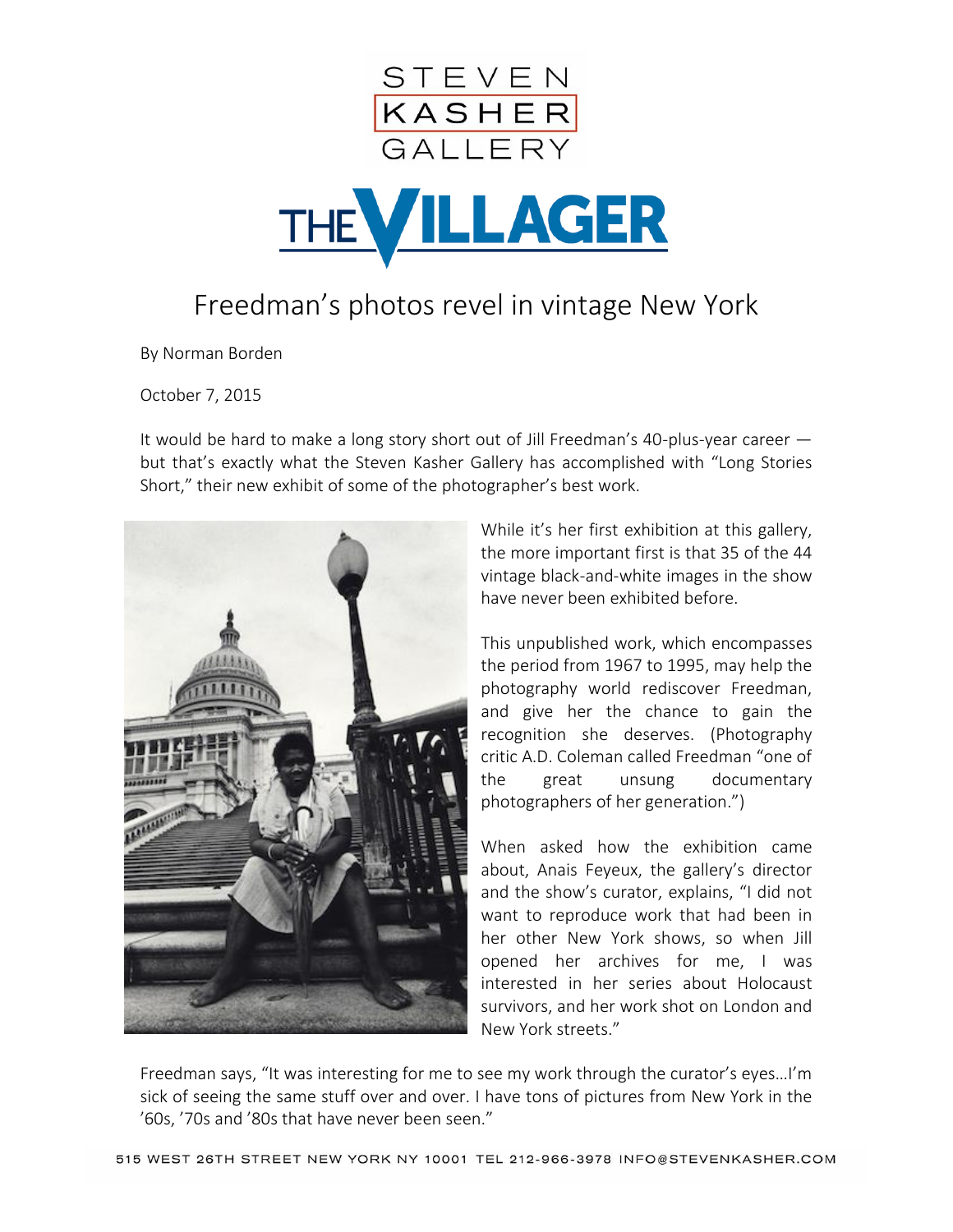STEVEN KASHER GALLERY

THE VILLAGER

# Freedman's photos revel in vintage New York

By Norman Borden

October 7, 2015

It would be hard to make a long story short out of Jill Freedman's 40-plus-year career — but that's exactly what the Steven Kasher Gallery has accomplished with "Long Stories Short," their new exhibit of some of the photographer's best work.

While it's her first exhibition at this gallery, the more important first is that 35 of the 44 vintage black-and-white images in the show have never been exhibited before.

This unpublished work, which encompasses the period from 1967 to 1995, may help the photography world rediscover Freedman, and give her the chance to gain the recognition she deserves. (Photography critic A.D. Coleman called Freedman "one of the great unsung documentary photographers of her generation.")

When asked how the exhibition came about, Anais Feyeux, the gallery's director and the show's curator, explains, "I did not want to reproduce work that had been in her other New York shows, so when Jill opened her archives for me, I was interested in her series about Holocaust survivors, and her work shot on London and New York streets."

Freedman says, "It was interesting for me to see my work through the curator's eyes…I'm sick of seeing the same stuff over and over. I have tons of pictures from New York in the '60s, '70s and '80s that have never been seen."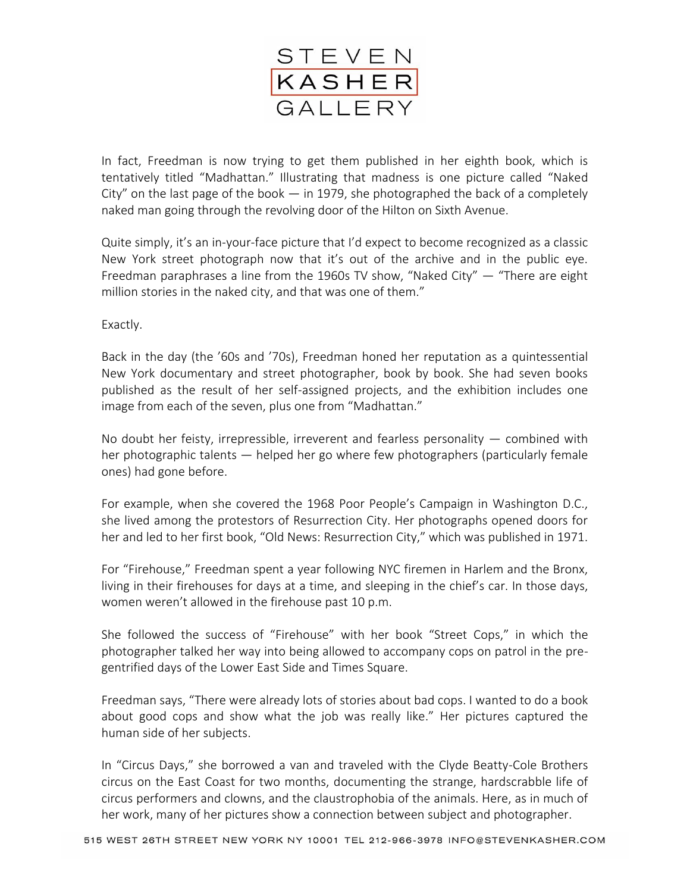In fact, Freedman is now trying to get them published in her eighth book, which is tentatively titled “Madhattan.” Illustrating that madness is one picture called “Naked City” on the last page of the book — in 1979, she photographed the back of a completely naked man going through the revolving door of the Hilton on Sixth Avenue.

Quite simply, it’s an in-your-face picture that I’d expect to become recognized as a classic New York street photograph now that it’s out of the archive and in the public eye. Freedman paraphrases a line from the 1960s TV show, “Naked City” — “There are eight million stories in the naked city, and that was one of them.”

Exactly.

Back in the day (the ’60s and ’70s), Freedman honed her reputation as a quintessential New York documentary and street photographer, book by book. She had seven books published as the result of her self-assigned projects, and the exhibition includes one image from each of the seven, plus one from “Madhattan.”

No doubt her feisty, irrepressible, irreverent and fearless personality — combined with her photographic talents — helped her go where few photographers (particularly female ones) had gone before.

For example, when she covered the 1968 Poor People’s Campaign in Washington D.C., she lived among the protestors of Resurrection City. Her photographs opened doors for her and led to her first book, “Old News: Resurrection City,” which was published in 1971.

For “Firehouse,” Freedman spent a year following NYC firemen in Harlem and the Bronx, living in their firehouses for days at a time, and sleeping in the chief’s car. In those days, women weren’t allowed in the firehouse past 10 p.m.

She followed the success of “Firehouse” with her book “Street Cops,” in which the photographer talked her way into being allowed to accompany cops on patrol in the pre-gentrified days of the Lower East Side and Times Square.

Freedman says, “There were already lots of stories about bad cops. I wanted to do a book about good cops and show what the job was really like.” Her pictures captured the human side of her subjects.

In “Circus Days,” she borrowed a van and traveled with the Clyde Beatty-Cole Brothers circus on the East Coast for two months, documenting the strange, hardscrabble life of circus performers and clowns, and the claustrophobia of the animals. Here, as in much of her work, many of her pictures show a connection between subject and photographer.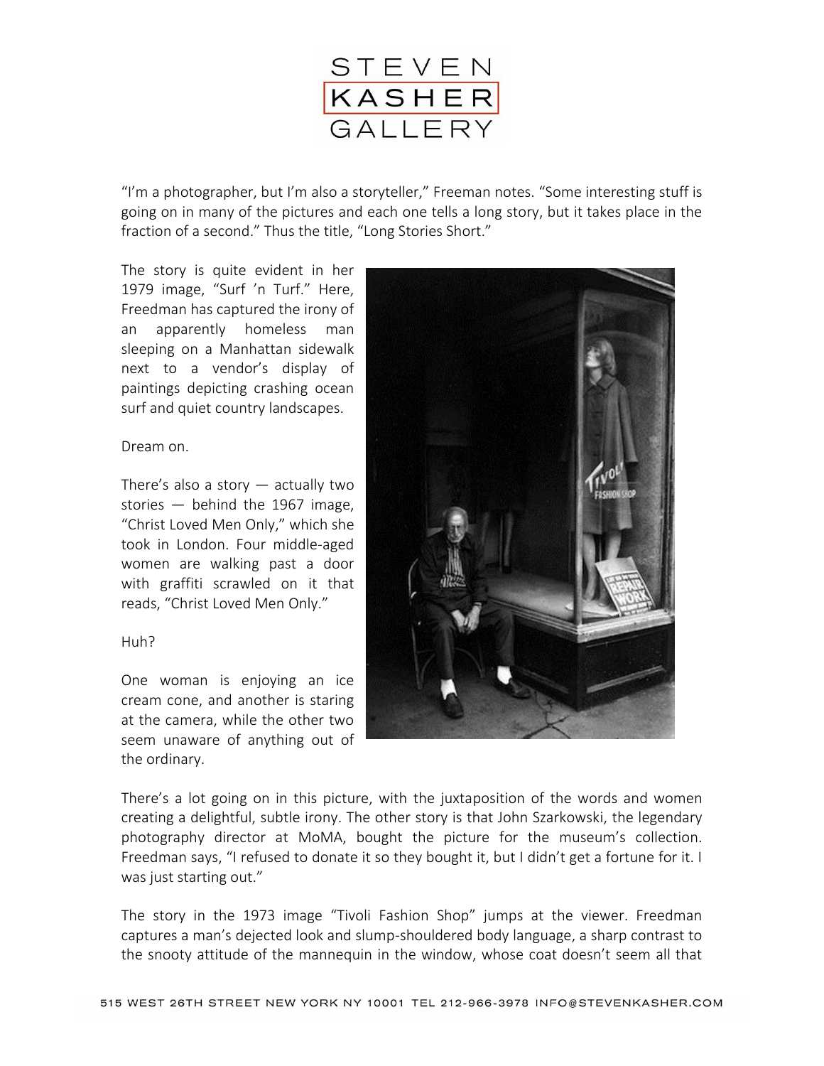"I'm a photographer, but I'm also a storyteller," Freeman notes. "Some interesting stuff is going on in many of the pictures and each one tells a long story, but it takes place in the fraction of a second." Thus the title, "Long Stories Short."

The story is quite evident in her 1979 image, "Surf 'n Turf." Here, Freedman has captured the irony of an apparently homeless man sleeping on a Manhattan sidewalk next to a vendor's display of paintings depicting crashing ocean surf and quiet country landscapes.

Dream on.

There's also a story — actually two stories — behind the 1967 image, "Christ Loved Men Only," which she took in London. Four middle-aged women are walking past a door with graffiti scrawled on it that reads, "Christ Loved Men Only."

Huh?

One woman is enjoying an ice cream cone, and another is staring at the camera, while the other two seem unaware of anything out of the ordinary.

There's a lot going on in this picture, with the juxtaposition of the words and women creating a delightful, subtle irony. The other story is that John Szarkowski, the legendary photography director at MoMA, bought the picture for the museum's collection. Freedman says, "I refused to donate it so they bought it, but I didn't get a fortune for it. I was just starting out."

The story in the 1973 image "Tivoli Fashion Shop" jumps at the viewer. Freedman captures a man's dejected look and slump-shouldered body language, a sharp contrast to the snooty attitude of the mannequin in the window, whose coat doesn't seem all that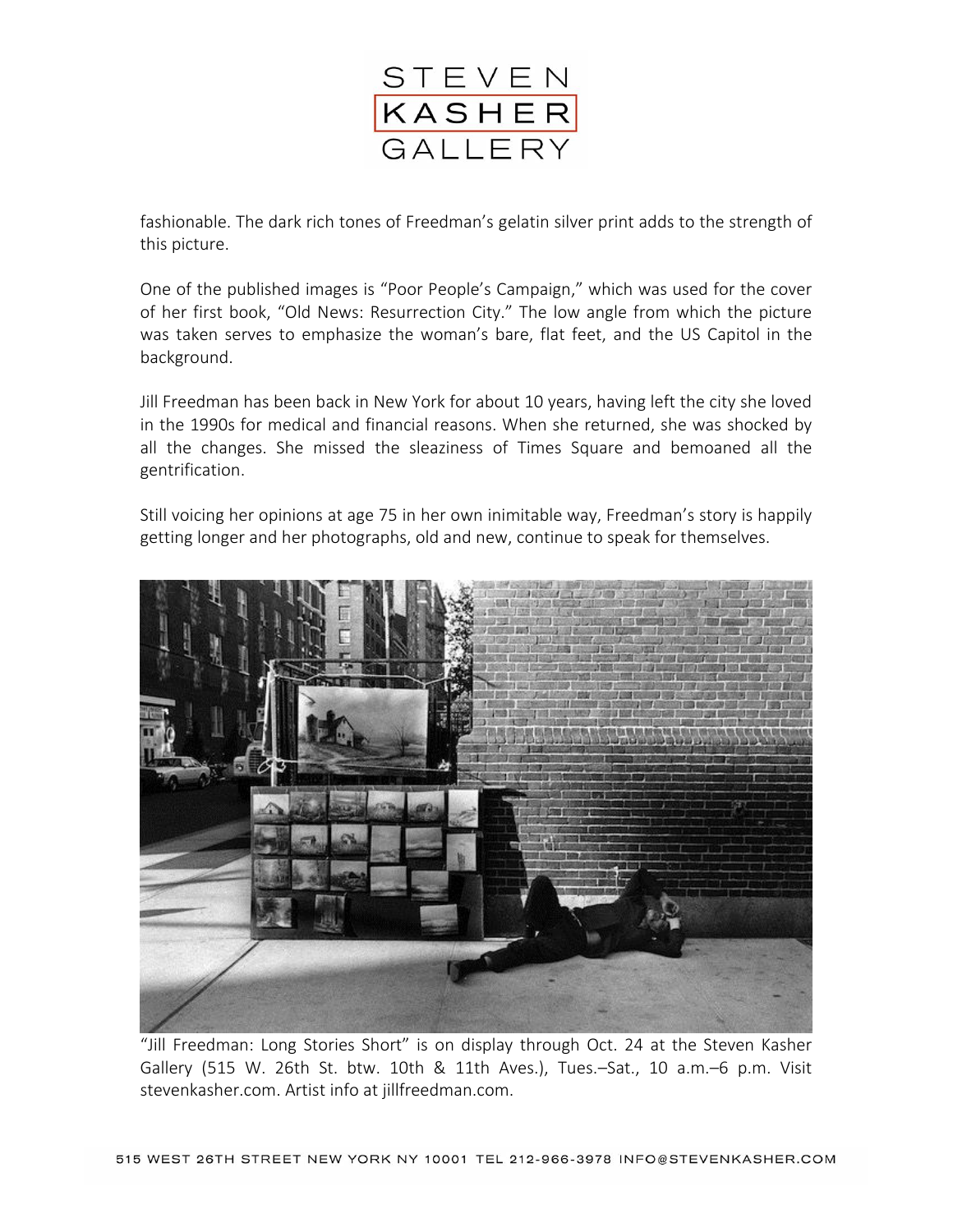fashionable. The dark rich tones of Freedman's gelatin silver print adds to the strength of this picture.

One of the published images is "Poor People's Campaign," which was used for the cover of her first book, "Old News: Resurrection City." The low angle from which the picture was taken serves to emphasize the woman's bare, flat feet, and the US Capitol in the background.

Jill Freedman has been back in New York for about 10 years, having left the city she loved in the 1990s for medical and financial reasons. When she returned, she was shocked by all the changes. She missed the sleaziness of Times Square and bemoaned all the gentrification.

Still voicing her opinions at age 75 in her own inimitable way, Freedman's story is happily getting longer and her photographs, old and new, continue to speak for themselves.

"Jill Freedman: Long Stories Short" is on display through Oct. 24 at the Steven Kasher Gallery (515 W. 26th St. btw. 10th & 11th Aves.), Tues.–Sat., 10 a.m.–6 p.m. Visit stevenkasher.com. Artist info at jillfreedman.com.